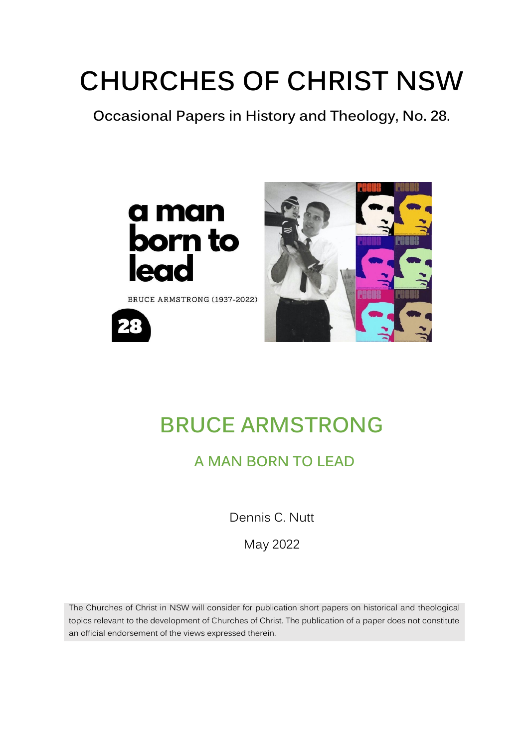# CHURCHES OF CHRIST NSW

**Occasional Papers in History and Theology, No. 28.**

a man born to lead

BRUCE ARMSTRONG (1937-2022)

28

## BRUCE ARMSTRONG

### A MAN BORN TO LEAD

Dennis C. Nutt

May 2022

The Churches of Christ in NSW will consider for publication short papers on historical and theological topics relevant to the development of Churches of Christ. The publication of a paper does not constitute an official endorsement of the views expressed therein.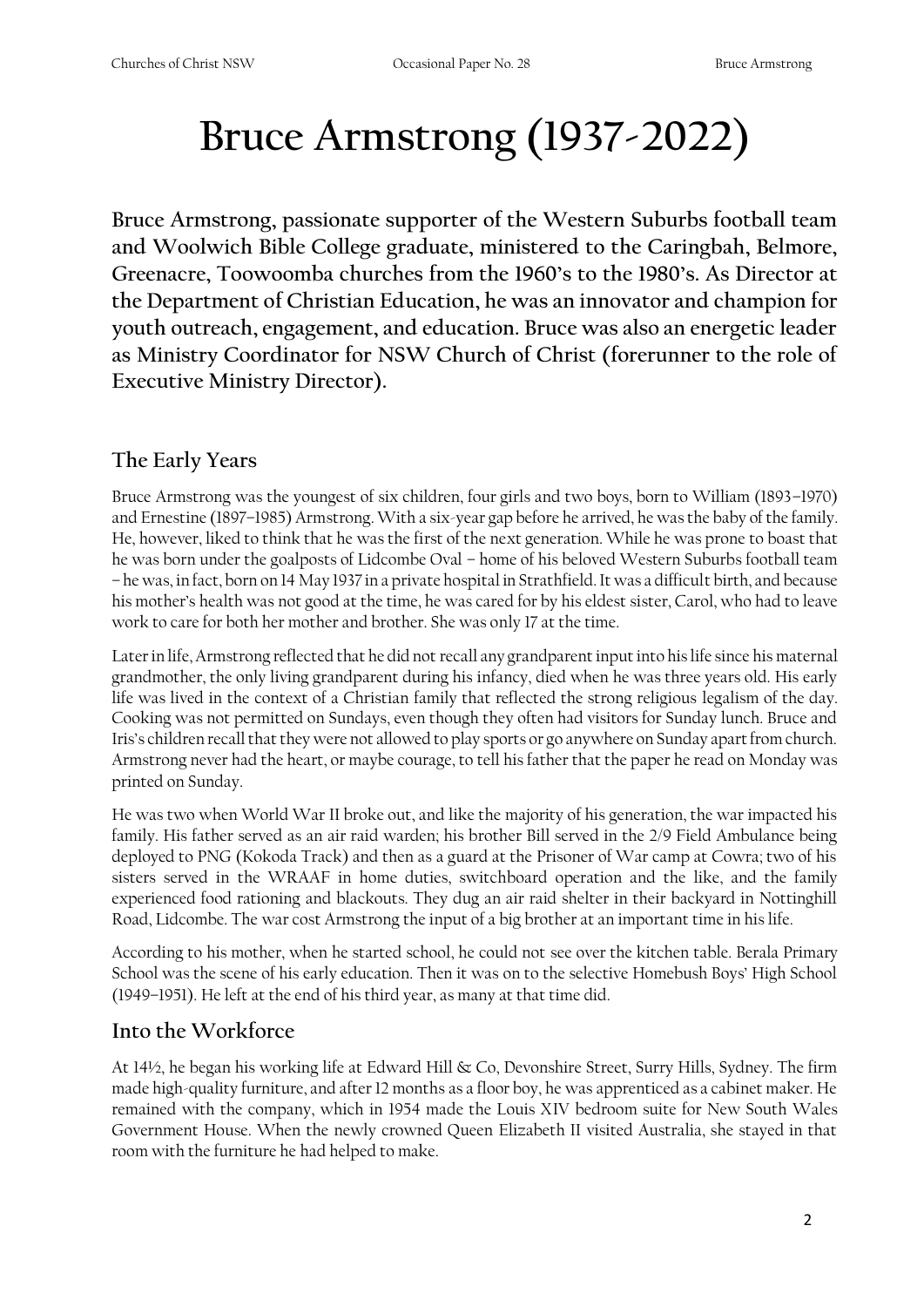# Bruce Armstrong (1937-2022)

**Bruce Armstrong, passionate supporter of the Western Suburbs football team and Woolwich Bible College graduate, ministered to the Caringbah, Belmore, Greenacre, Toowoomba churches from the 1960's to the 1980's. As Director at the Department of Christian Education, he was an innovator and champion for youth outreach, engagement, and education. Bruce was also an energetic leader as Ministry Coordinator for NSW Church of Christ (forerunner to the role of Executive Ministry Director).**

## The Early Years

Bruce Armstrong was the youngest of six children, four girls and two boys, born to William (1893–1970) and Ernestine (1897–1985) Armstrong. With a six-year gap before he arrived, he was the baby of the family. He, however, liked to think that he was the first of the next generation. While he was prone to boast that he was born under the goalposts of Lidcombe Oval – home of his beloved Western Suburbs football team – he was, in fact, born on 14 May 1937 in a private hospital in Strathfield. It was a difficult birth, and because his mother's health was not good at the time, he was cared for by his eldest sister, Carol, who had to leave work to care for both her mother and brother. She was only 17 at the time.

Later in life, Armstrong reflected that he did not recall any grandparent input into his life since his maternal grandmother, the only living grandparent during his infancy, died when he was three years old. His early life was lived in the context of a Christian family that reflected the strong religious legalism of the day. Cooking was not permitted on Sundays, even though they often had visitors for Sunday lunch. Bruce and Iris's children recall that they were not allowed to play sports or go anywhere on Sunday apart from church. Armstrong never had the heart, or maybe courage, to tell his father that the paper he read on Monday was printed on Sunday.

He was two when World War II broke out, and like the majority of his generation, the war impacted his family. His father served as an air raid warden; his brother Bill served in the 2/9 Field Ambulance being deployed to PNG (Kokoda Track) and then as a guard at the Prisoner of War camp at Cowra; two of his sisters served in the WRAAF in home duties, switchboard operation and the like, and the family experienced food rationing and blackouts. They dug an air raid shelter in their backyard in Nottinghill Road, Lidcombe. The war cost Armstrong the input of a big brother at an important time in his life.

According to his mother, when he started school, he could not see over the kitchen table. Berala Primary School was the scene of his early education. Then it was on to the selective Homebush Boys' High School (1949–1951). He left at the end of his third year, as many at that time did.

## Into the Workforce

At 14½, he began his working life at Edward Hill & Co, Devonshire Street, Surry Hills, Sydney. The firm made high-quality furniture, and after 12 months as a floor boy, he was apprenticed as a cabinet maker. He remained with the company, which in 1954 made the Louis XIV bedroom suite for New South Wales Government House. When the newly crowned Queen Elizabeth II visited Australia, she stayed in that room with the furniture he had helped to make.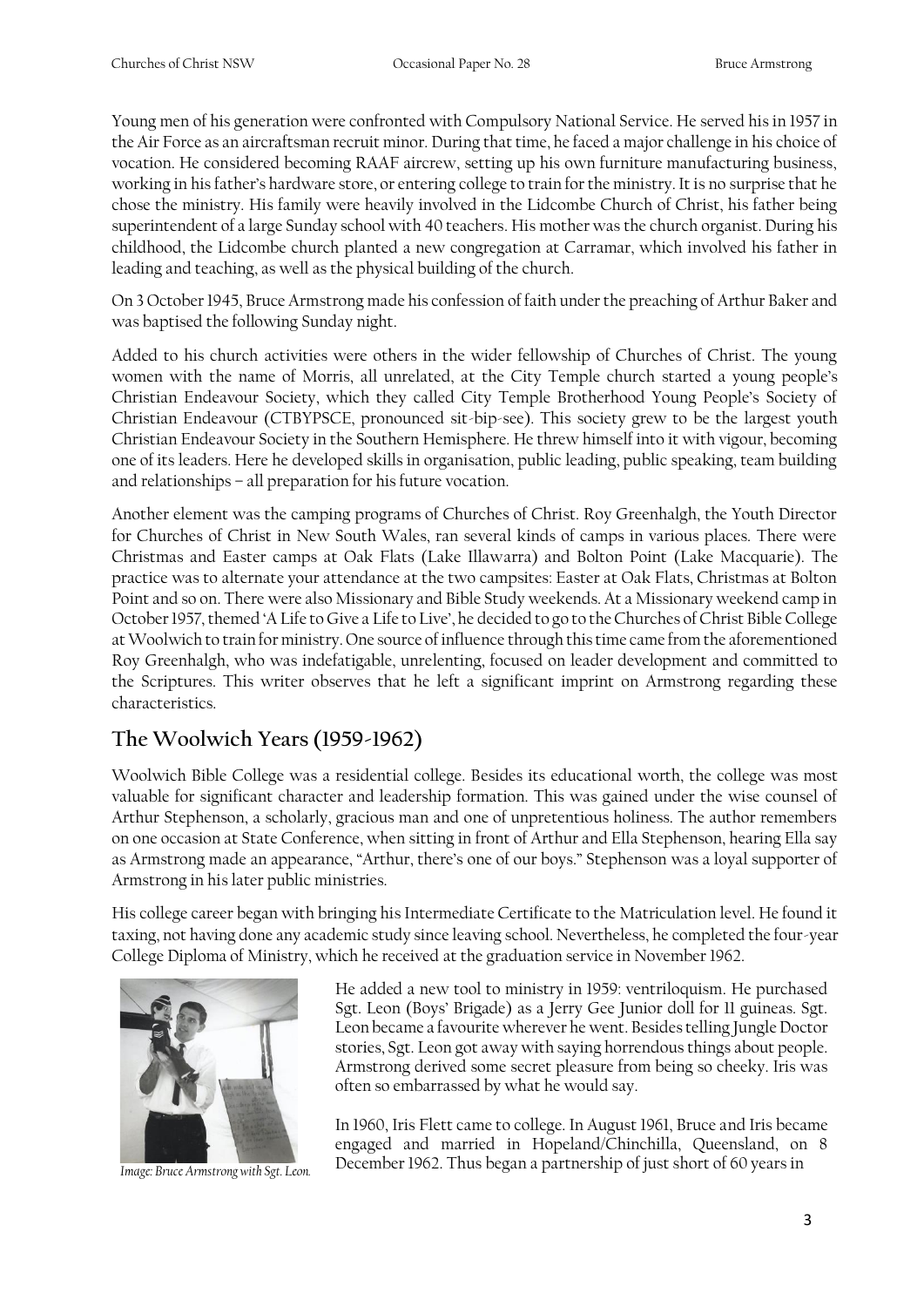Young men of his generation were confronted with Compulsory National Service. He served his in 1957 in the Air Force as an aircraftsman recruit minor. During that time, he faced a major challenge in his choice of vocation. He considered becoming RAAF aircrew, setting up his own furniture manufacturing business, working in his father's hardware store, or entering college to train for the ministry. It is no surprise that he chose the ministry. His family were heavily involved in the Lidcombe Church of Christ, his father being superintendent of a large Sunday school with 40 teachers. His mother was the church organist. During his childhood, the Lidcombe church planted a new congregation at Carramar, which involved his father in leading and teaching, as well as the physical building of the church.

On 3 October 1945, Bruce Armstrong made his confession of faith under the preaching of Arthur Baker and was baptised the following Sunday night.

Added to his church activities were others in the wider fellowship of Churches of Christ. The young women with the name of Morris, all unrelated, at the City Temple church started a young people's Christian Endeavour Society, which they called City Temple Brotherhood Young People's Society of Christian Endeavour (CTBYPSCE, pronounced sit-bip-see). This society grew to be the largest youth Christian Endeavour Society in the Southern Hemisphere. He threw himself into it with vigour, becoming one of its leaders. Here he developed skills in organisation, public leading, public speaking, team building and relationships – all preparation for his future vocation.

Another element was the camping programs of Churches of Christ. Roy Greenhalgh, the Youth Director for Churches of Christ in New South Wales, ran several kinds of camps in various places. There were Christmas and Easter camps at Oak Flats (Lake Illawarra) and Bolton Point (Lake Macquarie). The practice was to alternate your attendance at the two campsites: Easter at Oak Flats, Christmas at Bolton Point and so on. There were also Missionary and Bible Study weekends. At a Missionary weekend camp in October 1957, themed 'A Life to Give a Life to Live', he decided to go to the Churches of Christ Bible College at Woolwich to train for ministry. One source of influence through this time came from the aforementioned Roy Greenhalgh, who was indefatigable, unrelenting, focused on leader development and committed to the Scriptures. This writer observes that he left a significant imprint on Armstrong regarding these characteristics.

## The Woolwich Years (1959-1962)

Woolwich Bible College was a residential college. Besides its educational worth, the college was most valuable for significant character and leadership formation. This was gained under the wise counsel of Arthur Stephenson, a scholarly, gracious man and one of unpretentious holiness. The author remembers on one occasion at State Conference, when sitting in front of Arthur and Ella Stephenson, hearing Ella say as Armstrong made an appearance, "Arthur, there's one of our boys." Stephenson was a loyal supporter of Armstrong in his later public ministries.

His college career began with bringing his Intermediate Certificate to the Matriculation level. He found it taxing, not having done any academic study since leaving school. Nevertheless, he completed the four-year College Diploma of Ministry, which he received at the graduation service in November 1962.

*Image: Bruce Armstrong with Sgt. Leon.*

He added a new tool to ministry in 1959: ventriloquism. He purchased Sgt. Leon (Boys' Brigade) as a Jerry Gee Junior doll for 11 guineas. Sgt. Leon became a favourite wherever he went. Besides telling Jungle Doctor stories, Sgt. Leon got away with saying horrendous things about people. Armstrong derived some secret pleasure from being so cheeky. Iris was often so embarrassed by what he would say.

In 1960, Iris Flett came to college. In August 1961, Bruce and Iris became engaged and married in Hopeland/Chinchilla, Queensland, on 8 December 1962. Thus began a partnership of just short of 60 years in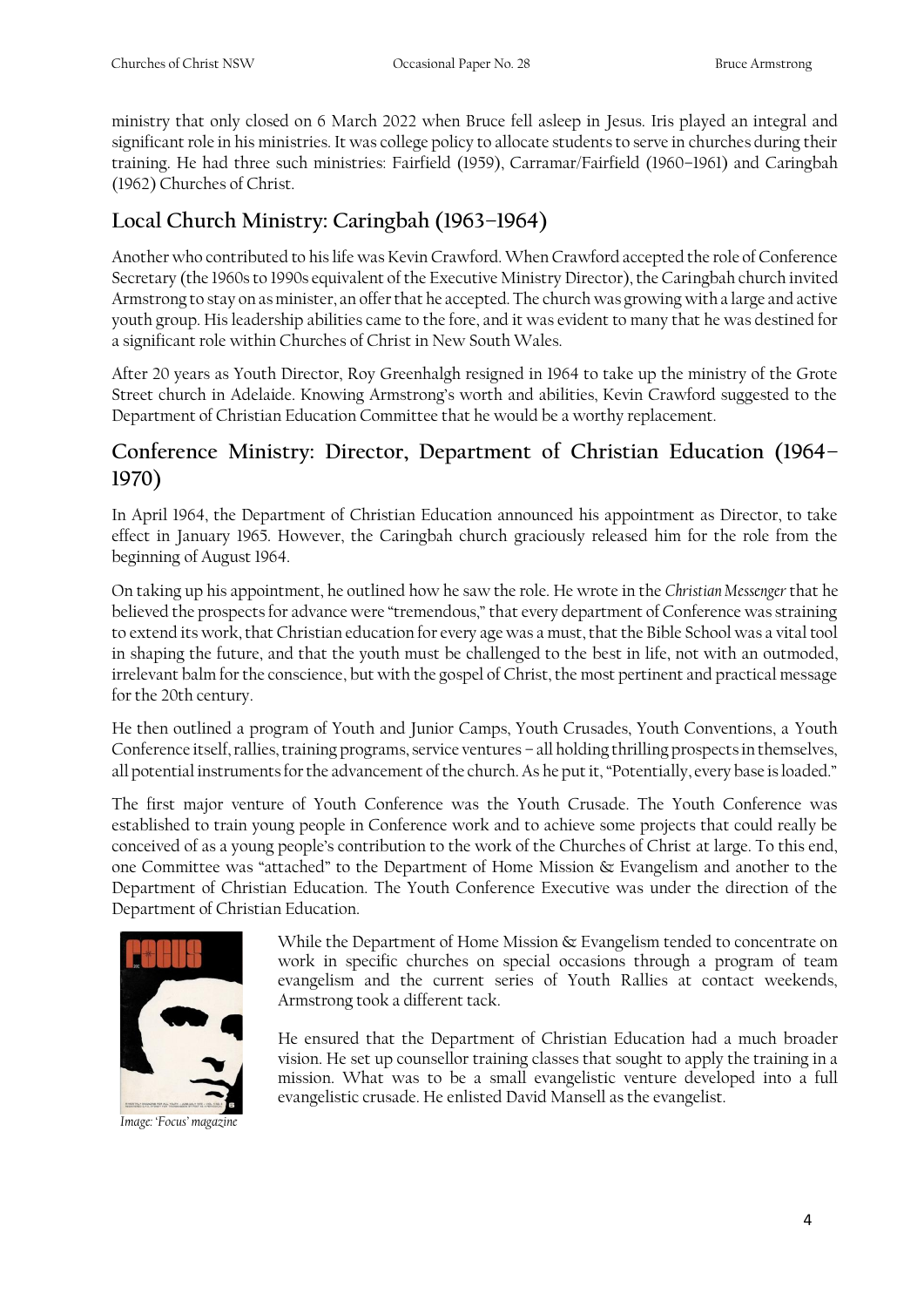ministry that only closed on 6 March 2022 when Bruce fell asleep in Jesus. Iris played an integral and significant role in his ministries. It was college policy to allocate students to serve in churches during their training. He had three such ministries: Fairfield (1959), Carramar/Fairfield (1960–1961) and Caringbah (1962) Churches of Christ.

## Local Church Ministry: Caringbah (1963–1964)

Another who contributed to his life was Kevin Crawford. When Crawford accepted the role of Conference Secretary (the 1960s to 1990s equivalent of the Executive Ministry Director), the Caringbah church invited Armstrong to stay on as minister, an offer that he accepted. The church was growing with a large and active youth group. His leadership abilities came to the fore, and it was evident to many that he was destined for a significant role within Churches of Christ in New South Wales.

After 20 years as Youth Director, Roy Greenhalgh resigned in 1964 to take up the ministry of the Grote Street church in Adelaide. Knowing Armstrong's worth and abilities, Kevin Crawford suggested to the Department of Christian Education Committee that he would be a worthy replacement.

## Conference Ministry: Director, Department of Christian Education (1964–1970)

In April 1964, the Department of Christian Education announced his appointment as Director, to take effect in January 1965. However, the Caringbah church graciously released him for the role from the beginning of August 1964.

On taking up his appointment, he outlined how he saw the role. He wrote in the *Christian Messenger* that he believed the prospects for advance were "tremendous," that every department of Conference was straining to extend its work, that Christian education for every age was a must, that the Bible School was a vital tool in shaping the future, and that the youth must be challenged to the best in life, not with an outmoded, irrelevant balm for the conscience, but with the gospel of Christ, the most pertinent and practical message for the 20th century.

He then outlined a program of Youth and Junior Camps, Youth Crusades, Youth Conventions, a Youth Conference itself, rallies, training programs, service ventures – all holding thrilling prospects in themselves, all potential instruments for the advancement of the church. As he put it, "Potentially, every base is loaded."

The first major venture of Youth Conference was the Youth Crusade. The Youth Conference was established to train young people in Conference work and to achieve some projects that could really be conceived of as a young people's contribution to the work of the Churches of Christ at large. To this end, one Committee was "attached" to the Department of Home Mission & Evangelism and another to the Department of Christian Education. The Youth Conference Executive was under the direction of the Department of Christian Education.

*Image: 'Focus' magazine*

While the Department of Home Mission & Evangelism tended to concentrate on work in specific churches on special occasions through a program of team evangelism and the current series of Youth Rallies at contact weekends, Armstrong took a different tack.

He ensured that the Department of Christian Education had a much broader vision. He set up counsellor training classes that sought to apply the training in a mission. What was to be a small evangelistic venture developed into a full evangelistic crusade. He enlisted David Mansell as the evangelist.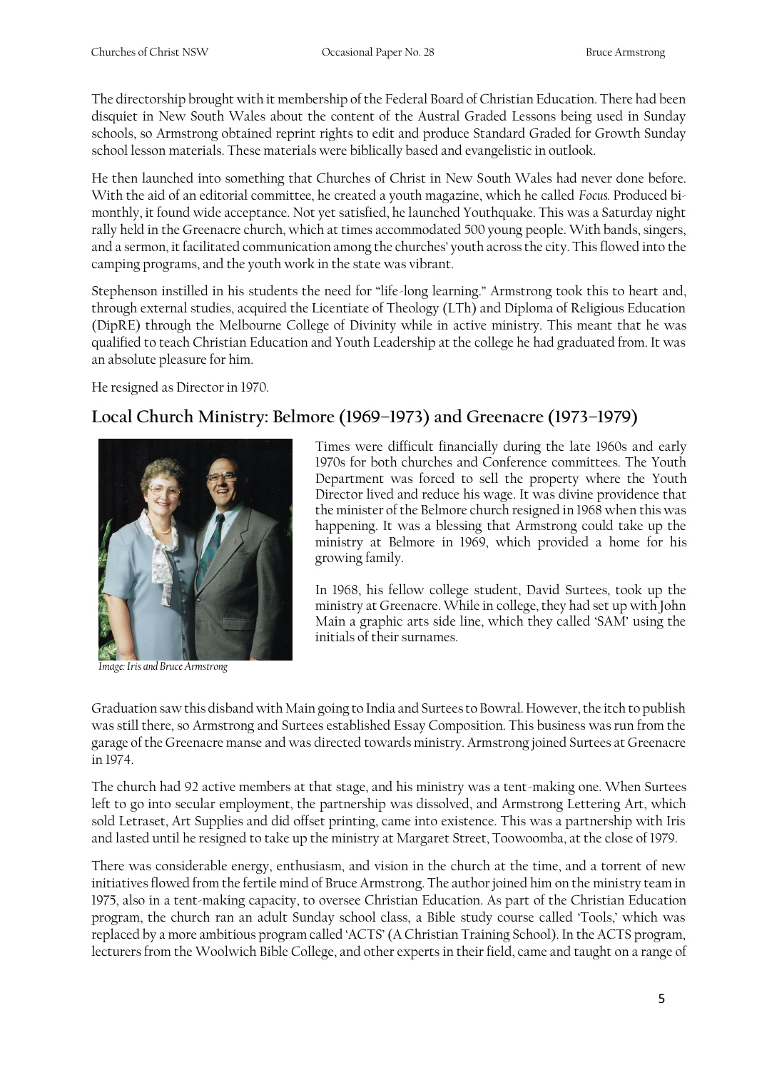The directorship brought with it membership of the Federal Board of Christian Education. There had been disquiet in New South Wales about the content of the Austral Graded Lessons being used in Sunday schools, so Armstrong obtained reprint rights to edit and produce Standard Graded for Growth Sunday school lesson materials. These materials were biblically based and evangelistic in outlook.

He then launched into something that Churches of Christ in New South Wales had never done before. With the aid of an editorial committee, he created a youth magazine, which he called *Focus*. Produced bi-monthly, it found wide acceptance. Not yet satisfied, he launched Youthquake. This was a Saturday night rally held in the Greenacre church, which at times accommodated 500 young people. With bands, singers, and a sermon, it facilitated communication among the churches' youth across the city. This flowed into the camping programs, and the youth work in the state was vibrant.

Stephenson instilled in his students the need for "life-long learning." Armstrong took this to heart and, through external studies, acquired the Licentiate of Theology (LTh) and Diploma of Religious Education (DipRE) through the Melbourne College of Divinity while in active ministry. This meant that he was qualified to teach Christian Education and Youth Leadership at the college he had graduated from. It was an absolute pleasure for him.

He resigned as Director in 1970.

## Local Church Ministry: Belmore (1969–1973) and Greenacre (1973–1979)

*Image: Iris and Bruce Armstrong*

Times were difficult financially during the late 1960s and early 1970s for both churches and Conference committees. The Youth Department was forced to sell the property where the Youth Director lived and reduce his wage. It was divine providence that the minister of the Belmore church resigned in 1968 when this was happening. It was a blessing that Armstrong could take up the ministry at Belmore in 1969, which provided a home for his growing family.

In 1968, his fellow college student, David Surtees, took up the ministry at Greenacre. While in college, they had set up with John Main a graphic arts side line, which they called 'SAM' using the initials of their surnames.

Graduation saw this disband with Main going to India and Surtees to Bowral. However, the itch to publish was still there, so Armstrong and Surtees established Essay Composition. This business was run from the garage of the Greenacre manse and was directed towards ministry. Armstrong joined Surtees at Greenacre in 1974.

The church had 92 active members at that stage, and his ministry was a tent-making one. When Surtees left to go into secular employment, the partnership was dissolved, and Armstrong Lettering Art, which sold Letraset, Art Supplies and did offset printing, came into existence. This was a partnership with Iris and lasted until he resigned to take up the ministry at Margaret Street, Toowoomba, at the close of 1979.

There was considerable energy, enthusiasm, and vision in the church at the time, and a torrent of new initiatives flowed from the fertile mind of Bruce Armstrong. The author joined him on the ministry team in 1975, also in a tent-making capacity, to oversee Christian Education. As part of the Christian Education program, the church ran an adult Sunday school class, a Bible study course called 'Tools,' which was replaced by a more ambitious program called 'ACTS' (A Christian Training School). In the ACTS program, lecturers from the Woolwich Bible College, and other experts in their field, came and taught on a range of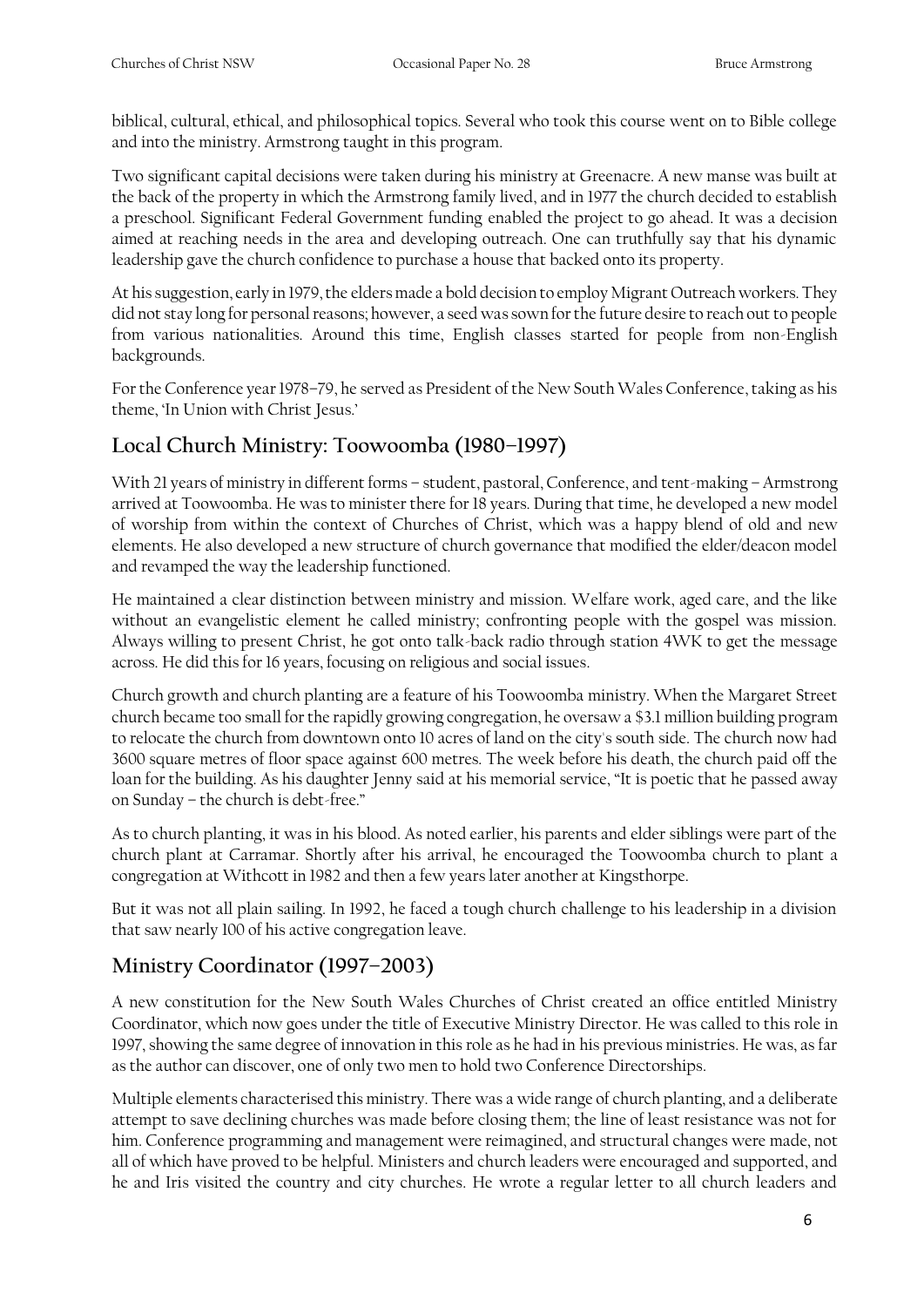biblical, cultural, ethical, and philosophical topics. Several who took this course went on to Bible college and into the ministry. Armstrong taught in this program.

Two significant capital decisions were taken during his ministry at Greenacre. A new manse was built at the back of the property in which the Armstrong family lived, and in 1977 the church decided to establish a preschool. Significant Federal Government funding enabled the project to go ahead. It was a decision aimed at reaching needs in the area and developing outreach. One can truthfully say that his dynamic leadership gave the church confidence to purchase a house that backed onto its property.

At his suggestion, early in 1979, the elders made a bold decision to employ Migrant Outreach workers. They did not stay long for personal reasons; however, a seed was sown for the future desire to reach out to people from various nationalities. Around this time, English classes started for people from non-English backgrounds.

For the Conference year 1978–79, he served as President of the New South Wales Conference, taking as his theme, 'In Union with Christ Jesus.'

## Local Church Ministry: Toowoomba (1980–1997)

With 21 years of ministry in different forms – student, pastoral, Conference, and tent-making – Armstrong arrived at Toowoomba. He was to minister there for 18 years. During that time, he developed a new model of worship from within the context of Churches of Christ, which was a happy blend of old and new elements. He also developed a new structure of church governance that modified the elder/deacon model and revamped the way the leadership functioned.

He maintained a clear distinction between ministry and mission. Welfare work, aged care, and the like without an evangelistic element he called ministry; confronting people with the gospel was mission. Always willing to present Christ, he got onto talk-back radio through station 4WK to get the message across. He did this for 16 years, focusing on religious and social issues.

Church growth and church planting are a feature of his Toowoomba ministry. When the Margaret Street church became too small for the rapidly growing congregation, he oversaw a $3.1 million building program to relocate the church from downtown onto 10 acres of land on the city's south side. The church now had 3600 square metres of floor space against 600 metres. The week before his death, the church paid off the loan for the building. As his daughter Jenny said at his memorial service, "It is poetic that he passed away on Sunday – the church is debt-free."

As to church planting, it was in his blood. As noted earlier, his parents and elder siblings were part of the church plant at Carramar. Shortly after his arrival, he encouraged the Toowoomba church to plant a congregation at Withcott in 1982 and then a few years later another at Kingsthorpe.

But it was not all plain sailing. In 1992, he faced a tough church challenge to his leadership in a division that saw nearly 100 of his active congregation leave.

## Ministry Coordinator (1997–2003)

A new constitution for the New South Wales Churches of Christ created an office entitled Ministry Coordinator, which now goes under the title of Executive Ministry Director. He was called to this role in 1997, showing the same degree of innovation in this role as he had in his previous ministries. He was, as far as the author can discover, one of only two men to hold two Conference Directorships.

Multiple elements characterised this ministry. There was a wide range of church planting, and a deliberate attempt to save declining churches was made before closing them; the line of least resistance was not for him. Conference programming and management were reimagined, and structural changes were made, not all of which have proved to be helpful. Ministers and church leaders were encouraged and supported, and he and Iris visited the country and city churches. He wrote a regular letter to all church leaders and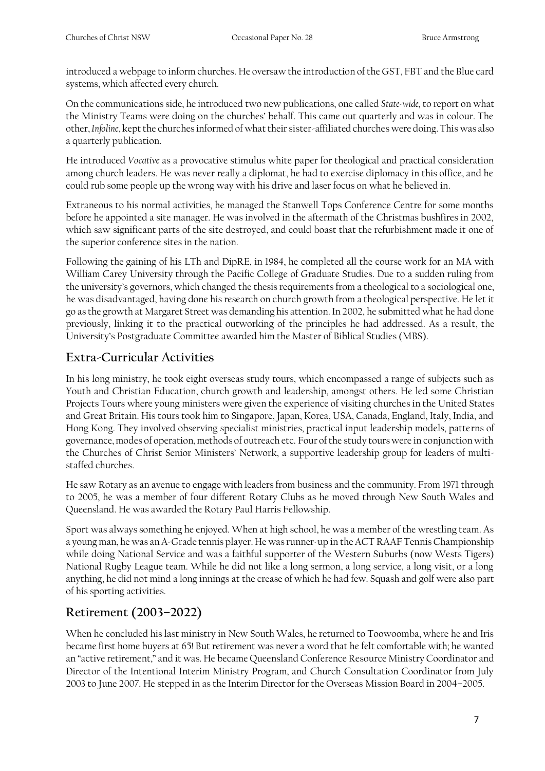introduced a webpage to inform churches. He oversaw the introduction of the GST, FBT and the Blue card systems, which affected every church.

On the communications side, he introduced two new publications, one called *State-wide*, to report on what the Ministry Teams were doing on the churches' behalf. This came out quarterly and was in colour. The other, *Infoline*, kept the churches informed of what their sister-affiliated churches were doing. This was also a quarterly publication.

He introduced *Vocative* as a provocative stimulus white paper for theological and practical consideration among church leaders. He was never really a diplomat, he had to exercise diplomacy in this office, and he could rub some people up the wrong way with his drive and laser focus on what he believed in.

Extraneous to his normal activities, he managed the Stanwell Tops Conference Centre for some months before he appointed a site manager. He was involved in the aftermath of the Christmas bushfires in 2002, which saw significant parts of the site destroyed, and could boast that the refurbishment made it one of the superior conference sites in the nation.

Following the gaining of his LTh and DipRE, in 1984, he completed all the course work for an MA with William Carey University through the Pacific College of Graduate Studies. Due to a sudden ruling from the university's governors, which changed the thesis requirements from a theological to a sociological one, he was disadvantaged, having done his research on church growth from a theological perspective. He let it go as the growth at Margaret Street was demanding his attention. In 2002, he submitted what he had done previously, linking it to the practical outworking of the principles he had addressed. As a result, the University's Postgraduate Committee awarded him the Master of Biblical Studies (MBS).

## Extra-Curricular Activities

In his long ministry, he took eight overseas study tours, which encompassed a range of subjects such as Youth and Christian Education, church growth and leadership, amongst others. He led some Christian Projects Tours where young ministers were given the experience of visiting churches in the United States and Great Britain. His tours took him to Singapore, Japan, Korea, USA, Canada, England, Italy, India, and Hong Kong. They involved observing specialist ministries, practical input leadership models, patterns of governance, modes of operation, methods of outreach etc. Four of the study tours were in conjunction with the Churches of Christ Senior Ministers' Network, a supportive leadership group for leaders of multi-staffed churches.

He saw Rotary as an avenue to engage with leaders from business and the community. From 1971 through to 2005, he was a member of four different Rotary Clubs as he moved through New South Wales and Queensland. He was awarded the Rotary Paul Harris Fellowship.

Sport was always something he enjoyed. When at high school, he was a member of the wrestling team. As a young man, he was an A-Grade tennis player. He was runner-up in the ACT RAAF Tennis Championship while doing National Service and was a faithful supporter of the Western Suburbs (now Wests Tigers) National Rugby League team. While he did not like a long sermon, a long service, a long visit, or a long anything, he did not mind a long innings at the crease of which he had few. Squash and golf were also part of his sporting activities.

## Retirement (2003–2022)

When he concluded his last ministry in New South Wales, he returned to Toowoomba, where he and Iris became first home buyers at 65! But retirement was never a word that he felt comfortable with; he wanted an "active retirement," and it was. He became Queensland Conference Resource Ministry Coordinator and Director of the Intentional Interim Ministry Program, and Church Consultation Coordinator from July 2003 to June 2007. He stepped in as the Interim Director for the Overseas Mission Board in 2004–2005.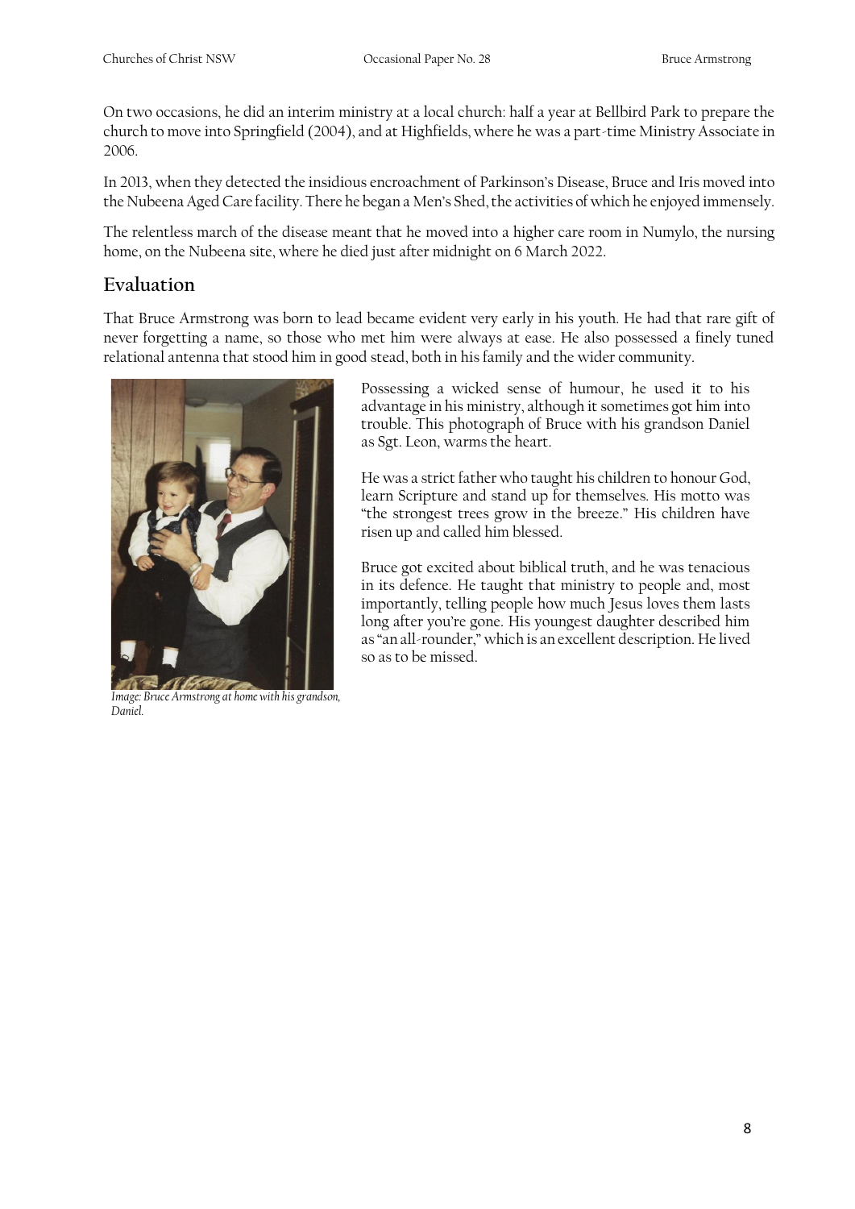On two occasions, he did an interim ministry at a local church: half a year at Bellbird Park to prepare the church to move into Springfield (2004), and at Highfields, where he was a part-time Ministry Associate in 2006.

In 2013, when they detected the insidious encroachment of Parkinson's Disease, Bruce and Iris moved into the Nubeena Aged Care facility. There he began a Men's Shed, the activities of which he enjoyed immensely.

The relentless march of the disease meant that he moved into a higher care room in Numylo, the nursing home, on the Nubeena site, where he died just after midnight on 6 March 2022.

## Evaluation

That Bruce Armstrong was born to lead became evident very early in his youth. He had that rare gift of never forgetting a name, so those who met him were always at ease. He also possessed a finely tuned relational antenna that stood him in good stead, both in his family and the wider community.

*Image: Bruce Armstrong at home with his grandson, Daniel.*

Possessing a wicked sense of humour, he used it to his advantage in his ministry, although it sometimes got him into trouble. This photograph of Bruce with his grandson Daniel as Sgt. Leon, warms the heart.

He was a strict father who taught his children to honour God, learn Scripture and stand up for themselves. His motto was "the strongest trees grow in the breeze." His children have risen up and called him blessed.

Bruce got excited about biblical truth, and he was tenacious in its defence. He taught that ministry to people and, most importantly, telling people how much Jesus loves them lasts long after you're gone. His youngest daughter described him as "an all-rounder," which is an excellent description. He lived so as to be missed.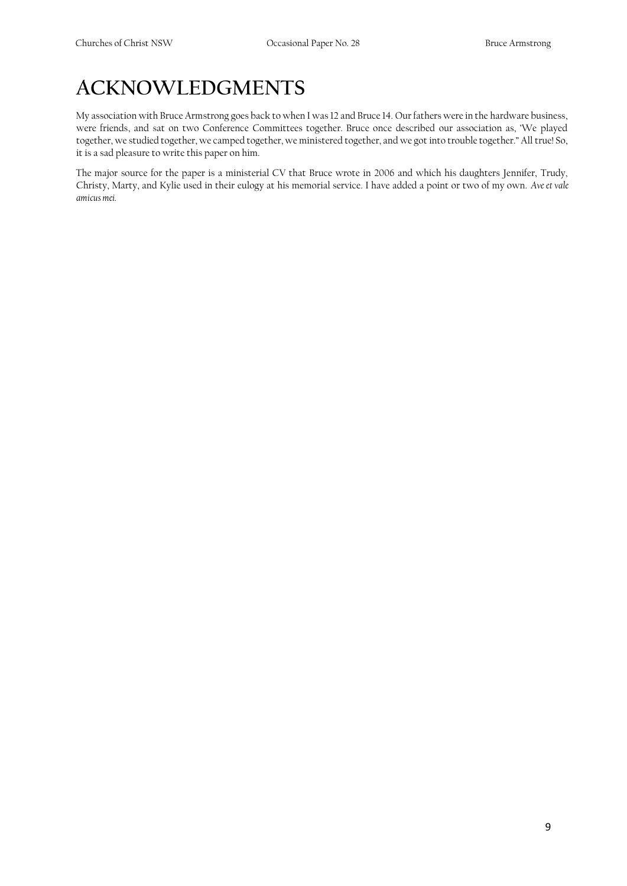# ACKNOWLEDGMENTS

My association with Bruce Armstrong goes back to when I was 12 and Bruce 14. Our fathers were in the hardware business, were friends, and sat on two Conference Committees together. Bruce once described our association as, 'We played together, we studied together, we camped together, we ministered together, and we got into trouble together." All true! So, it is a sad pleasure to write this paper on him.

The major source for the paper is a ministerial CV that Bruce wrote in 2006 and which his daughters Jennifer, Trudy, Christy, Marty, and Kylie used in their eulogy at his memorial service. I have added a point or two of my own. *Ave et vale amicus mei.*